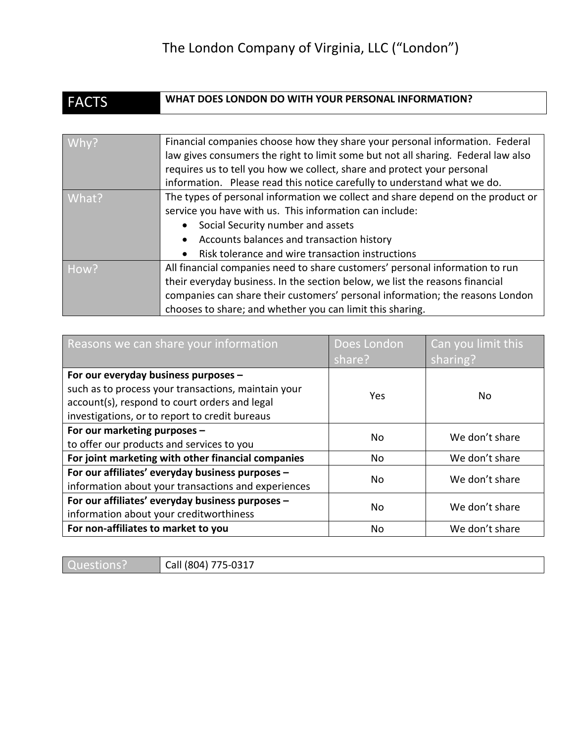# The London Company of Virginia, LLC ("London")

| FACTS | WHAT DOES LONDON DO WITH YOUR PERSONAL INFORMATION? |
|---|---|

| | |
|---|---|
| Why? | Financial companies choose how they share your personal information. Federal law gives consumers the right to limit some but not all sharing. Federal law also requires us to tell you how we collect, share and protect your personal information. Please read this notice carefully to understand what we do. |
| What? | The types of personal information we collect and share depend on the product or service you have with us. This information can include:<br>• Social Security number and assets<br>• Accounts balances and transaction history<br>• Risk tolerance and wire transaction instructions |
| How? | All financial companies need to share customers' personal information to run their everyday business. In the section below, we list the reasons financial companies can share their customers' personal information; the reasons London chooses to share; and whether you can limit this sharing. |

| Reasons we can share your information | Does London share? | Can you limit this sharing? |
|---|---|---|
| **For our everyday business purposes –** such as to process your transactions, maintain your account(s), respond to court orders and legal investigations, or to report to credit bureaus | Yes | No |
| **For our marketing purposes –** to offer our products and services to you | No | We don't share |
| **For joint marketing with other financial companies** | No | We don't share |
| **For our affiliates' everyday business purposes –** information about your transactions and experiences | No | We don't share |
| **For our affiliates' everyday business purposes –** information about your creditworthiness | No | We don't share |
| **For non-affiliates to market to you** | No | We don't share |

| Questions? | Call (804) 775-0317 |
|---|---|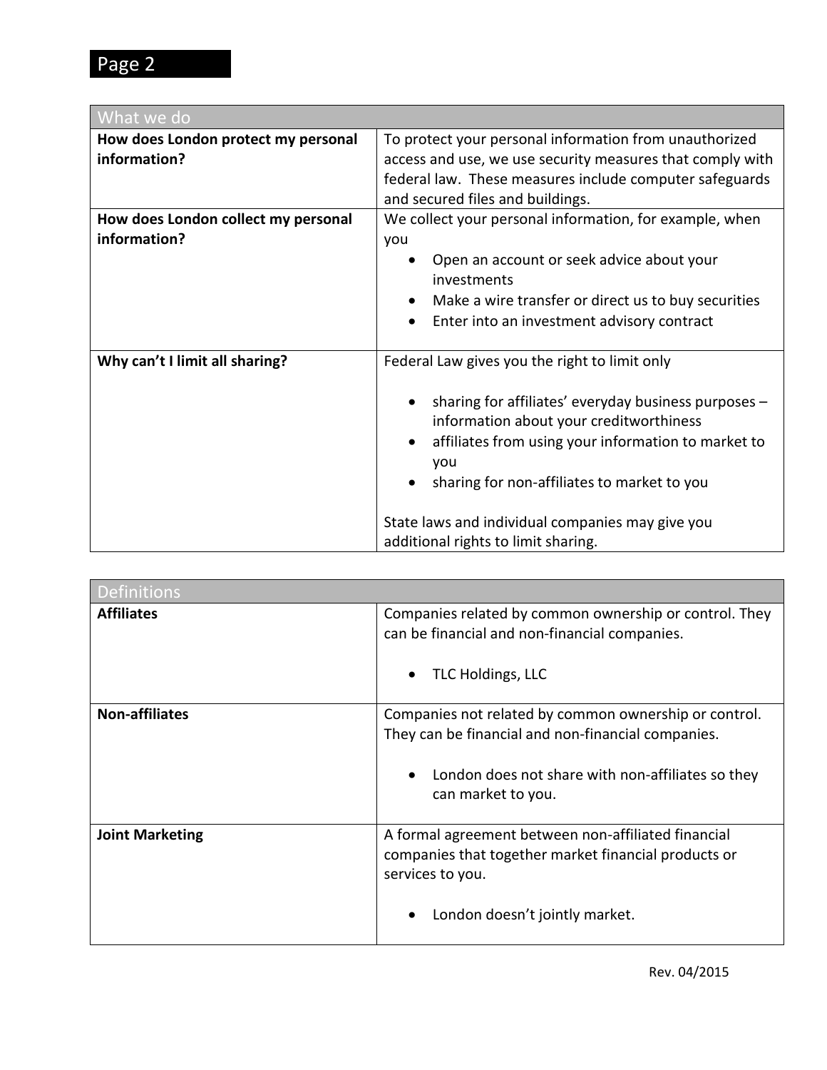| What we do | |
|---|---|
| **How does London protect my personal information?** | To protect your personal information from unauthorized access and use, we use security measures that comply with federal law. These measures include computer safeguards and secured files and buildings. |
| **How does London collect my personal information?** | We collect your personal information, for example, when you<br>• Open an account or seek advice about your investments<br>• Make a wire transfer or direct us to buy securities<br>• Enter into an investment advisory contract |
| **Why can't I limit all sharing?** | Federal Law gives you the right to limit only<br>• sharing for affiliates' everyday business purposes – information about your creditworthiness<br>• affiliates from using your information to market to you<br>• sharing for non-affiliates to market to you<br><br>State laws and individual companies may give you additional rights to limit sharing. |

| Definitions | |
|---|---|
| **Affiliates** | Companies related by common ownership or control. They can be financial and non-financial companies.<br>• TLC Holdings, LLC |
| **Non-affiliates** | Companies not related by common ownership or control. They can be financial and non-financial companies.<br>• London does not share with non-affiliates so they can market to you. |
| **Joint Marketing** | A formal agreement between non-affiliated financial companies that together market financial products or services to you.<br>• London doesn't jointly market. |

Rev. 04/2015